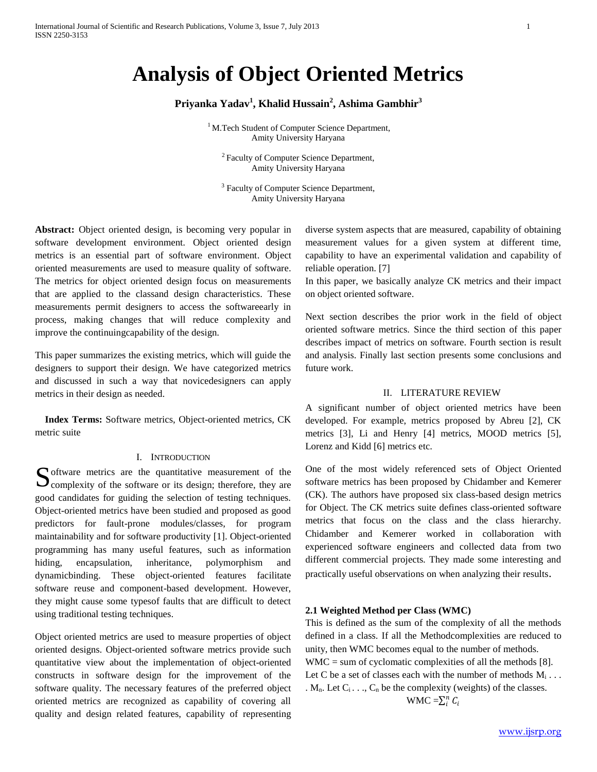# Analysis of Object Oriented Metrics

**Priyanka Yadav[1], Khalid Hussain[2], Ashima Gambhir[3]**

[1] M.Tech Student of Computer Science Department, Amity University Haryana

[2] Faculty of Computer Science Department, Amity University Haryana

[3] Faculty of Computer Science Department, Amity University Haryana

**Abstract:** Object oriented design, is becoming very popular in software development environment. Object oriented design metrics is an essential part of software environment. Object oriented measurements are used to measure quality of software. The metrics for object oriented design focus on measurements that are applied to the classand design characteristics. These measurements permit designers to access the softwareearly in process, making changes that will reduce complexity and improve the continuingcapability of the design.

This paper summarizes the existing metrics, which will guide the designers to support their design. We have categorized metrics and discussed in such a way that novicedesigners can apply metrics in their design as needed.

**Index Terms:** Software metrics, Object-oriented metrics, CK metric suite

## I. Introduction

Software metrics are the quantitative measurement of the complexity of the software or its design; therefore, they are good candidates for guiding the selection of testing techniques. Object-oriented metrics have been studied and proposed as good predictors for fault-prone modules/classes, for program maintainability and for software productivity [1]. Object-oriented programming has many useful features, such as information hiding, encapsulation, inheritance, polymorphism and dynamicbinding. These object-oriented features facilitate software reuse and component-based development. However, they might cause some typesof faults that are difficult to detect using traditional testing techniques.

Object oriented metrics are used to measure properties of object oriented designs. Object-oriented software metrics provide such quantitative view about the implementation of object-oriented constructs in software design for the improvement of the software quality. The necessary features of the preferred object oriented metrics are recognized as capability of covering all quality and design related features, capability of representing diverse system aspects that are measured, capability of obtaining measurement values for a given system at different time, capability to have an experimental validation and capability of reliable operation. [7]

In this paper, we basically analyze CK metrics and their impact on object oriented software.

Next section describes the prior work in the field of object oriented software metrics. Since the third section of this paper describes impact of metrics on software. Fourth section is result and analysis. Finally last section presents some conclusions and future work.

## II. LITERATURE REVIEW

A significant number of object oriented metrics have been developed. For example, metrics proposed by Abreu [2], CK metrics [3], Li and Henry [4] metrics, MOOD metrics [5], Lorenz and Kidd [6] metrics etc.

One of the most widely referenced sets of Object Oriented software metrics has been proposed by Chidamber and Kemerer (CK). The authors have proposed six class-based design metrics for Object. The CK metrics suite defines class-oriented software metrics that focus on the class and the class hierarchy. Chidamber and Kemerer worked in collaboration with experienced software engineers and collected data from two different commercial projects. They made some interesting and practically useful observations on when analyzing their results.

### 2.1 Weighted Method per Class (WMC)

This is defined as the sum of the complexity of all the methods defined in a class. If all the Methodcomplexities are reduced to unity, then WMC becomes equal to the number of methods.

WMC = sum of cyclomatic complexities of all the methods [8].

Let C be a set of classes each with the number of methods $M_i$ . . . . $M_n$. Let $C_i$ . . ., $C_n$ be the complexity (weights) of the classes.

$$\text{WMC} = \sum_{i}^{n} C_i$$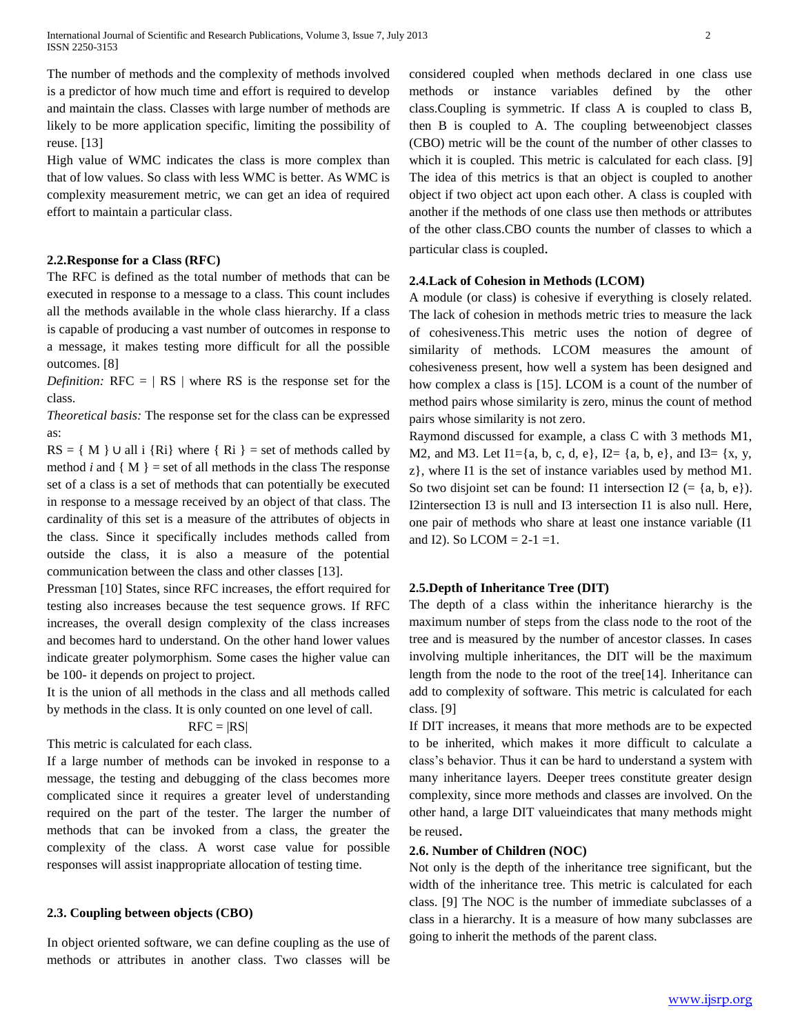The number of methods and the complexity of methods involved is a predictor of how much time and effort is required to develop and maintain the class. Classes with large number of methods are likely to be more application specific, limiting the possibility of reuse. [13]

High value of WMC indicates the class is more complex than that of low values. So class with less WMC is better. As WMC is complexity measurement metric, we can get an idea of required effort to maintain a particular class.

### 2.2.Response for a Class (RFC)

The RFC is defined as the total number of methods that can be executed in response to a message to a class. This count includes all the methods available in the whole class hierarchy. If a class is capable of producing a vast number of outcomes in response to a message, it makes testing more difficult for all the possible outcomes. [8]

*Definition:* RFC = | RS | where RS is the response set for the class.

*Theoretical basis:* The response set for the class can be expressed as:

$RS = \{ M \} \cup$ all i $\{Ri\}$ where $\{ Ri \}$ = set of methods called by method *i* and $\{ M \}$ = set of all methods in the class The response set of a class is a set of methods that can potentially be executed in response to a message received by an object of that class. The cardinality of this set is a measure of the attributes of objects in the class. Since it specifically includes methods called from outside the class, it is also a measure of the potential communication between the class and other classes [13].

Pressman [10] States, since RFC increases, the effort required for testing also increases because the test sequence grows. If RFC increases, the overall design complexity of the class increases and becomes hard to understand. On the other hand lower values indicate greater polymorphism. Some cases the higher value can be 100- it depends on project to project.

It is the union of all methods in the class and all methods called by methods in the class. It is only counted on one level of call.

$$RFC = |RS|$$

This metric is calculated for each class.

If a large number of methods can be invoked in response to a message, the testing and debugging of the class becomes more complicated since it requires a greater level of understanding required on the part of the tester. The larger the number of methods that can be invoked from a class, the greater the complexity of the class. A worst case value for possible responses will assist inappropriate allocation of testing time.

### 2.3. Coupling between objects (CBO)

In object oriented software, we can define coupling as the use of methods or attributes in another class. Two classes will be considered coupled when methods declared in one class use methods or instance variables defined by the other class.Coupling is symmetric. If class A is coupled to class B, then B is coupled to A. The coupling betweenobject classes (CBO) metric will be the count of the number of other classes to which it is coupled. This metric is calculated for each class. [9] The idea of this metrics is that an object is coupled to another object if two object act upon each other. A class is coupled with another if the methods of one class use then methods or attributes of the other class.CBO counts the number of classes to which a particular class is coupled.

### 2.4.Lack of Cohesion in Methods (LCOM)

A module (or class) is cohesive if everything is closely related. The lack of cohesion in methods metric tries to measure the lack of cohesiveness.This metric uses the notion of degree of similarity of methods. LCOM measures the amount of cohesiveness present, how well a system has been designed and how complex a class is [15]. LCOM is a count of the number of method pairs whose similarity is zero, minus the count of method pairs whose similarity is not zero.

Raymond discussed for example, a class C with 3 methods M1, M2, and M3. Let I1={a, b, c, d, e}, I2= {a, b, e}, and I3= {x, y, z}, where I1 is the set of instance variables used by method M1. So two disjoint set can be found: I1 intersection I2 (= {a, b, e}). I2intersection I3 is null and I3 intersection I1 is also null. Here, one pair of methods who share at least one instance variable (I1 and I2). So LCOM = 2-1 =1.

### 2.5.Depth of Inheritance Tree (DIT)

The depth of a class within the inheritance hierarchy is the maximum number of steps from the class node to the root of the tree and is measured by the number of ancestor classes. In cases involving multiple inheritances, the DIT will be the maximum length from the node to the root of the tree[14]. Inheritance can add to complexity of software. This metric is calculated for each class. [9]

If DIT increases, it means that more methods are to be expected to be inherited, which makes it more difficult to calculate a class's behavior. Thus it can be hard to understand a system with many inheritance layers. Deeper trees constitute greater design complexity, since more methods and classes are involved. On the other hand, a large DIT valueindicates that many methods might be reused.

### 2.6. Number of Children (NOC)

Not only is the depth of the inheritance tree significant, but the width of the inheritance tree. This metric is calculated for each class. [9] The NOC is the number of immediate subclasses of a class in a hierarchy. It is a measure of how many subclasses are going to inherit the methods of the parent class.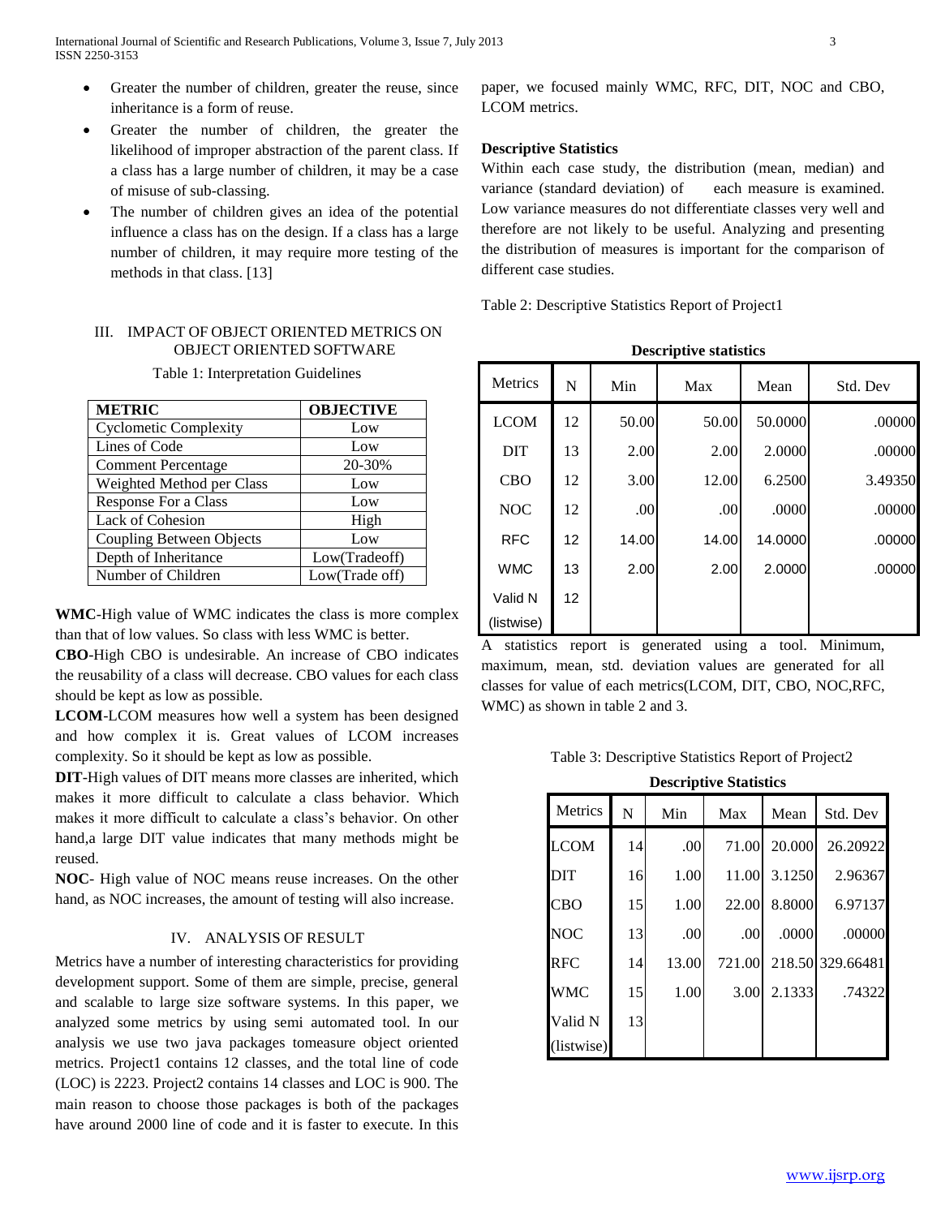- Greater the number of children, greater the reuse, since inheritance is a form of reuse.
- Greater the number of children, the greater the likelihood of improper abstraction of the parent class. If a class has a large number of children, it may be a case of misuse of sub-classing.
- The number of children gives an idea of the potential influence a class has on the design. If a class has a large number of children, it may require more testing of the methods in that class. [13]

## III. IMPACT OF OBJECT ORIENTED METRICS ON OBJECT ORIENTED SOFTWARE

Table 1: Interpretation Guidelines

| METRIC | OBJECTIVE |
|---|---|
| Cyclometic Complexity | Low |
| Lines of Code | Low |
| Comment Percentage | 20-30% |
| Weighted Method per Class | Low |
| Response For a Class | Low |
| Lack of Cohesion | High |
| Coupling Between Objects | Low |
| Depth of Inheritance | Low(Tradeoff) |
| Number of Children | Low(Trade off) |

**WMC**-High value of WMC indicates the class is more complex than that of low values. So class with less WMC is better.

**CBO**-High CBO is undesirable. An increase of CBO indicates the reusability of a class will decrease. CBO values for each class should be kept as low as possible.

**LCOM**-LCOM measures how well a system has been designed and how complex it is. Great values of LCOM increases complexity. So it should be kept as low as possible.

**DIT**-High values of DIT means more classes are inherited, which makes it more difficult to calculate a class behavior. Which makes it more difficult to calculate a class's behavior. On other hand,a large DIT value indicates that many methods might be reused.

**NOC**- High value of NOC means reuse increases. On the other hand, as NOC increases, the amount of testing will also increase.

## IV. ANALYSIS OF RESULT

Metrics have a number of interesting characteristics for providing development support. Some of them are simple, precise, general and scalable to large size software systems. In this paper, we analyzed some metrics by using semi automated tool. In our analysis we use two java packages tomeasure object oriented metrics. Project1 contains 12 classes, and the total line of code (LOC) is 2223. Project2 contains 14 classes and LOC is 900. The main reason to choose those packages is both of the packages have around 2000 line of code and it is faster to execute. In this paper, we focused mainly WMC, RFC, DIT, NOC and CBO, LCOM metrics.

### Descriptive Statistics

Within each case study, the distribution (mean, median) and variance (standard deviation) of each measure is examined. Low variance measures do not differentiate classes very well and therefore are not likely to be useful. Analyzing and presenting the distribution of measures is important for the comparison of different case studies.

Table 2: Descriptive Statistics Report of Project1

**Descriptive statistics**

| Metrics | N | Min | Max | Mean | Std. Dev |
|---|---|---|---|---|---|
| LCOM | 12 | 50.00 | 50.00 | 50.0000 | .00000 |
| DIT | 13 | 2.00 | 2.00 | 2.0000 | .00000 |
| CBO | 12 | 3.00 | 12.00 | 6.2500 | 3.49350 |
| NOC | 12 | .00 | .00 | .0000 | .00000 |
| RFC | 12 | 14.00 | 14.00 | 14.0000 | .00000 |
| WMC | 13 | 2.00 | 2.00 | 2.0000 | .00000 |
| Valid N (listwise) | 12 | | | | |

A statistics report is generated using a tool. Minimum, maximum, mean, std. deviation values are generated for all classes for value of each metrics(LCOM, DIT, CBO, NOC,RFC, WMC) as shown in table 2 and 3.

Table 3: Descriptive Statistics Report of Project2

**Descriptive Statistics**

| Metrics | N | Min | Max | Mean | Std. Dev |
|---|---|---|---|---|---|
| LCOM | 14 | .00 | 71.00 | 20.000 | 26.20922 |
| DIT | 16 | 1.00 | 11.00 | 3.1250 | 2.96367 |
| CBO | 15 | 1.00 | 22.00 | 8.8000 | 6.97137 |
| NOC | 13 | .00 | .00 | .0000 | .00000 |
| RFC | 14 | 13.00 | 721.00 | 218.50 | 329.66481 |
| WMC | 15 | 1.00 | 3.00 | 2.1333 | .74322 |
| Valid N (listwise) | 13 | | | | |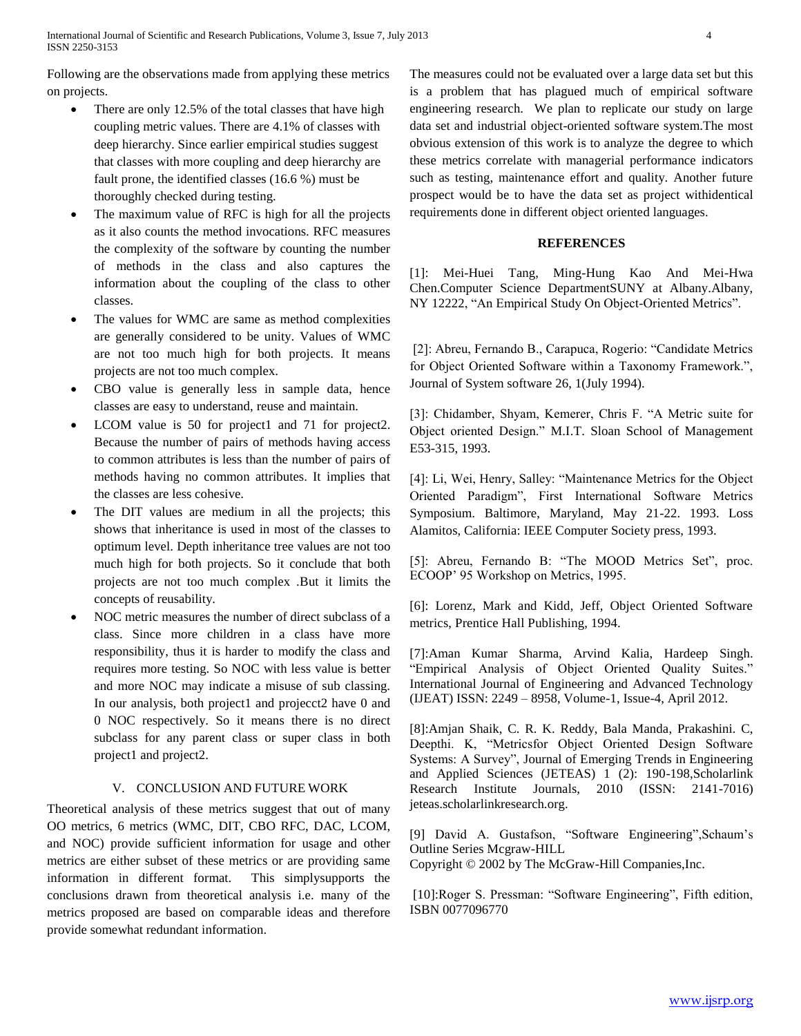Following are the observations made from applying these metrics on projects.

- There are only 12.5% of the total classes that have high coupling metric values. There are 4.1% of classes with deep hierarchy. Since earlier empirical studies suggest that classes with more coupling and deep hierarchy are fault prone, the identified classes (16.6 %) must be thoroughly checked during testing.
- The maximum value of RFC is high for all the projects as it also counts the method invocations. RFC measures the complexity of the software by counting the number of methods in the class and also captures the information about the coupling of the class to other classes.
- The values for WMC are same as method complexities are generally considered to be unity. Values of WMC are not too much high for both projects. It means projects are not too much complex.
- CBO value is generally less in sample data, hence classes are easy to understand, reuse and maintain.
- LCOM value is 50 for project1 and 71 for project2. Because the number of pairs of methods having access to common attributes is less than the number of pairs of methods having no common attributes. It implies that the classes are less cohesive.
- The DIT values are medium in all the projects; this shows that inheritance is used in most of the classes to optimum level. Depth inheritance tree values are not too much high for both projects. So it conclude that both projects are not too much complex .But it limits the concepts of reusability.
- NOC metric measures the number of direct subclass of a class. Since more children in a class have more responsibility, thus it is harder to modify the class and requires more testing. So NOC with less value is better and more NOC may indicate a misuse of sub classing. In our analysis, both project1 and projecct2 have 0 and 0 NOC respectively. So it means there is no direct subclass for any parent class or super class in both project1 and project2.

## V. CONCLUSION AND FUTURE WORK

Theoretical analysis of these metrics suggest that out of many OO metrics, 6 metrics (WMC, DIT, CBO RFC, DAC, LCOM, and NOC) provide sufficient information for usage and other metrics are either subset of these metrics or are providing same information in different format. This simplysupports the conclusions drawn from theoretical analysis i.e. many of the metrics proposed are based on comparable ideas and therefore provide somewhat redundant information.

The measures could not be evaluated over a large data set but this is a problem that has plagued much of empirical software engineering research. We plan to replicate our study on large data set and industrial object-oriented software system.The most obvious extension of this work is to analyze the degree to which these metrics correlate with managerial performance indicators such as testing, maintenance effort and quality. Another future prospect would be to have the data set as project withidentical requirements done in different object oriented languages.

## REFERENCES

[1]: Mei-Huei Tang, Ming-Hung Kao And Mei-Hwa Chen.Computer Science DepartmentSUNY at Albany.Albany, NY 12222, "An Empirical Study On Object-Oriented Metrics".

[2]: Abreu, Fernando B., Carapuca, Rogerio: "Candidate Metrics for Object Oriented Software within a Taxonomy Framework.", Journal of System software 26, 1(July 1994).

[3]: Chidamber, Shyam, Kemerer, Chris F. "A Metric suite for Object oriented Design." M.I.T. Sloan School of Management E53-315, 1993.

[4]: Li, Wei, Henry, Salley: "Maintenance Metrics for the Object Oriented Paradigm", First International Software Metrics Symposium. Baltimore, Maryland, May 21-22. 1993. Loss Alamitos, California: IEEE Computer Society press, 1993.

[5]: Abreu, Fernando B: "The MOOD Metrics Set", proc. ECOOP' 95 Workshop on Metrics, 1995.

[6]: Lorenz, Mark and Kidd, Jeff, Object Oriented Software metrics, Prentice Hall Publishing, 1994.

[7]:Aman Kumar Sharma, Arvind Kalia, Hardeep Singh. "Empirical Analysis of Object Oriented Quality Suites." International Journal of Engineering and Advanced Technology (IJEAT) ISSN: 2249 – 8958, Volume-1, Issue-4, April 2012.

[8]:Amjan Shaik, C. R. K. Reddy, Bala Manda, Prakashini. C, Deepthi. K, "Metricsfor Object Oriented Design Software Systems: A Survey", Journal of Emerging Trends in Engineering and Applied Sciences (JETEAS) 1 (2): 190-198,Scholarlink Research Institute Journals, 2010 (ISSN: 2141-7016) jeteas.scholarlinkresearch.org.

[9] David A. Gustafson, "Software Engineering",Schaum's Outline Series Mcgraw-HILL
Copyright © 2002 by The McGraw-Hill Companies,Inc.

[10]:Roger S. Pressman: "Software Engineering", Fifth edition, ISBN 0077096770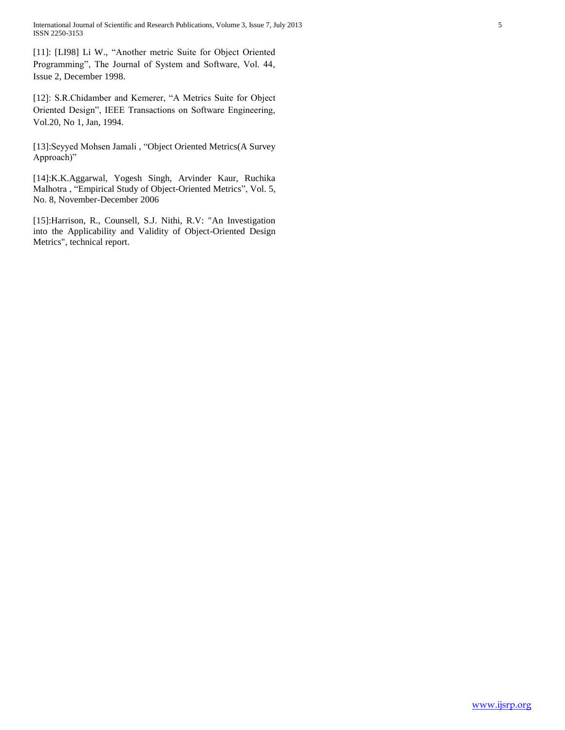[11]: [LI98] Li W., "Another metric Suite for Object Oriented Programming", The Journal of System and Software, Vol. 44, Issue 2, December 1998.

[12]: S.R.Chidamber and Kemerer, "A Metrics Suite for Object Oriented Design", IEEE Transactions on Software Engineering, Vol.20, No 1, Jan, 1994.

[13]:Seyyed Mohsen Jamali , "Object Oriented Metrics(A Survey Approach)"

[14]:K.K.Aggarwal, Yogesh Singh, Arvinder Kaur, Ruchika Malhotra , "Empirical Study of Object-Oriented Metrics", Vol. 5, No. 8, November-December 2006

[15]:Harrison, R., Counsell, S.J. Nithi, R.V: "An Investigation into the Applicability and Validity of Object-Oriented Design Metrics", technical report.